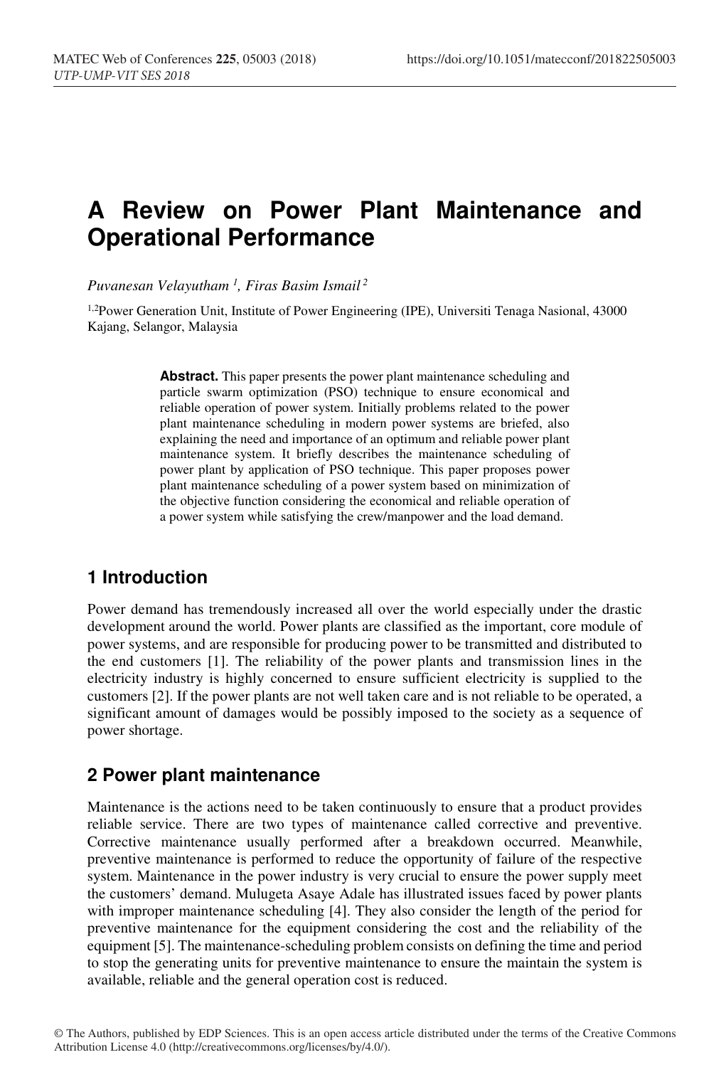# A Review on Power Plant Maintenance and Operational Performance

*Puvanesan Velayutham [1], Firas Basim Ismail [2]*

[1,2]Power Generation Unit, Institute of Power Engineering (IPE), Universiti Tenaga Nasional, 43000 Kajang, Selangor, Malaysia

> **Abstract.** This paper presents the power plant maintenance scheduling and particle swarm optimization (PSO) technique to ensure economical and reliable operation of power system. Initially problems related to the power plant maintenance scheduling in modern power systems are briefed, also explaining the need and importance of an optimum and reliable power plant maintenance system. It briefly describes the maintenance scheduling of power plant by application of PSO technique. This paper proposes power plant maintenance scheduling of a power system based on minimization of the objective function considering the economical and reliable operation of a power system while satisfying the crew/manpower and the load demand.

## 1 Introduction

Power demand has tremendously increased all over the world especially under the drastic development around the world. Power plants are classified as the important, core module of power systems, and are responsible for producing power to be transmitted and distributed to the end customers [1]. The reliability of the power plants and transmission lines in the electricity industry is highly concerned to ensure sufficient electricity is supplied to the customers [2]. If the power plants are not well taken care and is not reliable to be operated, a significant amount of damages would be possibly imposed to the society as a sequence of power shortage.

## 2 Power plant maintenance

Maintenance is the actions need to be taken continuously to ensure that a product provides reliable service. There are two types of maintenance called corrective and preventive. Corrective maintenance usually performed after a breakdown occurred. Meanwhile, preventive maintenance is performed to reduce the opportunity of failure of the respective system. Maintenance in the power industry is very crucial to ensure the power supply meet the customers' demand. Mulugeta Asaye Adale has illustrated issues faced by power plants with improper maintenance scheduling [4]. They also consider the length of the period for preventive maintenance for the equipment considering the cost and the reliability of the equipment [5]. The maintenance-scheduling problem consists on defining the time and period to stop the generating units for preventive maintenance to ensure the maintain the system is available, reliable and the general operation cost is reduced.

© The Authors, published by EDP Sciences. This is an open access article distributed under the terms of the Creative Commons Attribution License 4.0 (http://creativecommons.org/licenses/by/4.0/).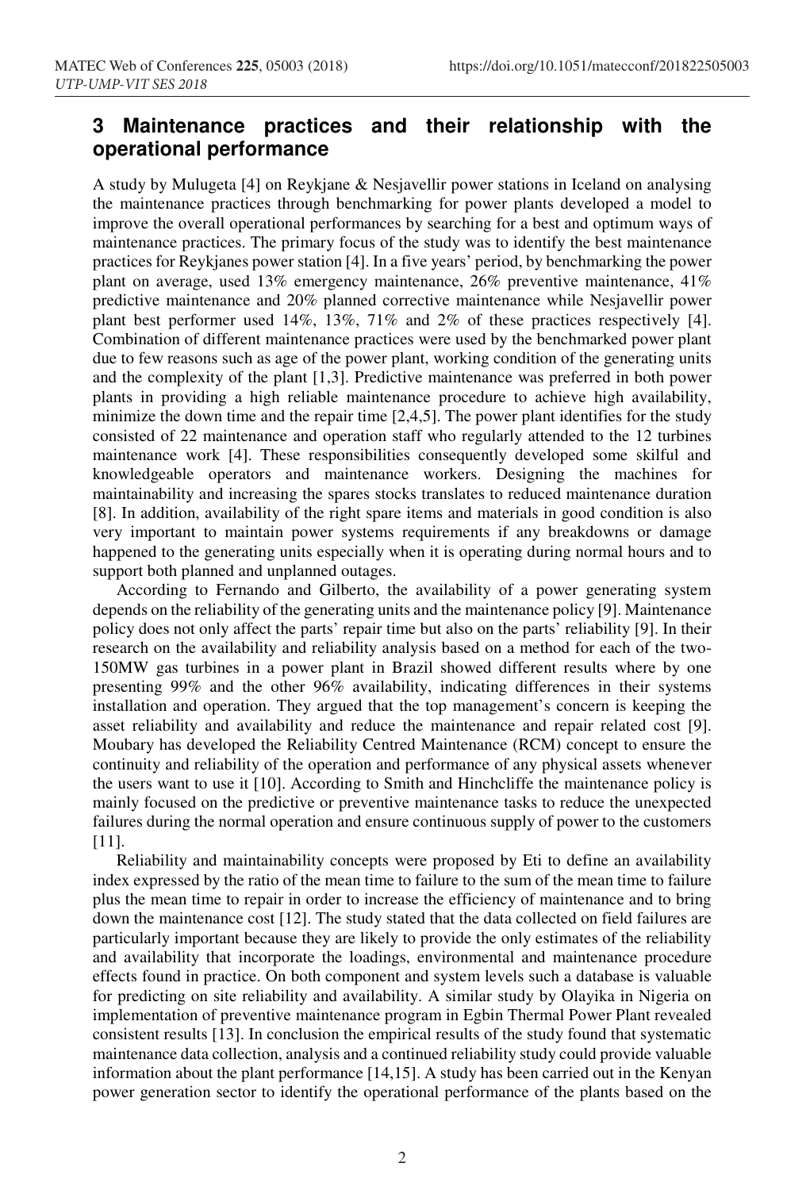## 3 Maintenance practices and their relationship with the operational performance

A study by Mulugeta [4] on Reykjane & Nesjavellir power stations in Iceland on analysing the maintenance practices through benchmarking for power plants developed a model to improve the overall operational performances by searching for a best and optimum ways of maintenance practices. The primary focus of the study was to identify the best maintenance practices for Reykjanes power station [4]. In a five years' period, by benchmarking the power plant on average, used 13% emergency maintenance, 26% preventive maintenance, 41% predictive maintenance and 20% planned corrective maintenance while Nesjavellir power plant best performer used 14%, 13%, 71% and 2% of these practices respectively [4]. Combination of different maintenance practices were used by the benchmarked power plant due to few reasons such as age of the power plant, working condition of the generating units and the complexity of the plant [1,3]. Predictive maintenance was preferred in both power plants in providing a high reliable maintenance procedure to achieve high availability, minimize the down time and the repair time [2,4,5]. The power plant identifies for the study consisted of 22 maintenance and operation staff who regularly attended to the 12 turbines maintenance work [4]. These responsibilities consequently developed some skilful and knowledgeable operators and maintenance workers. Designing the machines for maintainability and increasing the spares stocks translates to reduced maintenance duration [8]. In addition, availability of the right spare items and materials in good condition is also very important to maintain power systems requirements if any breakdowns or damage happened to the generating units especially when it is operating during normal hours and to support both planned and unplanned outages.

According to Fernando and Gilberto, the availability of a power generating system depends on the reliability of the generating units and the maintenance policy [9]. Maintenance policy does not only affect the parts' repair time but also on the parts' reliability [9]. In their research on the availability and reliability analysis based on a method for each of the two-150MW gas turbines in a power plant in Brazil showed different results where by one presenting 99% and the other 96% availability, indicating differences in their systems installation and operation. They argued that the top management's concern is keeping the asset reliability and availability and reduce the maintenance and repair related cost [9]. Moubary has developed the Reliability Centred Maintenance (RCM) concept to ensure the continuity and reliability of the operation and performance of any physical assets whenever the users want to use it [10]. According to Smith and Hinchcliffe the maintenance policy is mainly focused on the predictive or preventive maintenance tasks to reduce the unexpected failures during the normal operation and ensure continuous supply of power to the customers [11].

Reliability and maintainability concepts were proposed by Eti to define an availability index expressed by the ratio of the mean time to failure to the sum of the mean time to failure plus the mean time to repair in order to increase the efficiency of maintenance and to bring down the maintenance cost [12]. The study stated that the data collected on field failures are particularly important because they are likely to provide the only estimates of the reliability and availability that incorporate the loadings, environmental and maintenance procedure effects found in practice. On both component and system levels such a database is valuable for predicting on site reliability and availability. A similar study by Olayika in Nigeria on implementation of preventive maintenance program in Egbin Thermal Power Plant revealed consistent results [13]. In conclusion the empirical results of the study found that systematic maintenance data collection, analysis and a continued reliability study could provide valuable information about the plant performance [14,15]. A study has been carried out in the Kenyan power generation sector to identify the operational performance of the plants based on the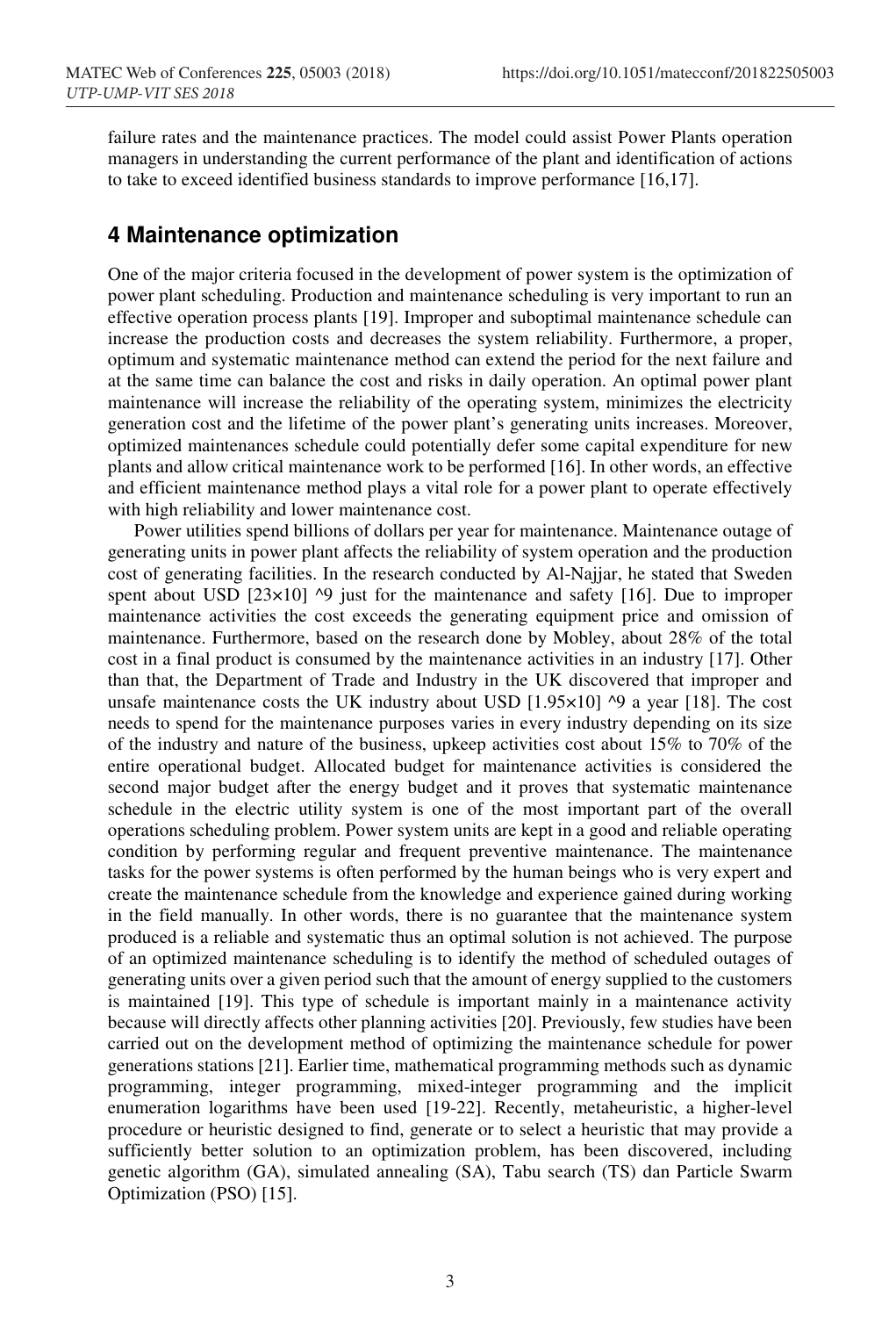failure rates and the maintenance practices. The model could assist Power Plants operation managers in understanding the current performance of the plant and identification of actions to take to exceed identified business standards to improve performance [16,17].

## 4 Maintenance optimization

One of the major criteria focused in the development of power system is the optimization of power plant scheduling. Production and maintenance scheduling is very important to run an effective operation process plants [19]. Improper and suboptimal maintenance schedule can increase the production costs and decreases the system reliability. Furthermore, a proper, optimum and systematic maintenance method can extend the period for the next failure and at the same time can balance the cost and risks in daily operation. An optimal power plant maintenance will increase the reliability of the operating system, minimizes the electricity generation cost and the lifetime of the power plant's generating units increases. Moreover, optimized maintenances schedule could potentially defer some capital expenditure for new plants and allow critical maintenance work to be performed [16]. In other words, an effective and efficient maintenance method plays a vital role for a power plant to operate effectively with high reliability and lower maintenance cost.

Power utilities spend billions of dollars per year for maintenance. Maintenance outage of generating units in power plant affects the reliability of system operation and the production cost of generating facilities. In the research conducted by Al-Najjar, he stated that Sweden spent about USD [23×10] ^9 just for the maintenance and safety [16]. Due to improper maintenance activities the cost exceeds the generating equipment price and omission of maintenance. Furthermore, based on the research done by Mobley, about 28% of the total cost in a final product is consumed by the maintenance activities in an industry [17]. Other than that, the Department of Trade and Industry in the UK discovered that improper and unsafe maintenance costs the UK industry about USD [1.95×10] ^9 a year [18]. The cost needs to spend for the maintenance purposes varies in every industry depending on its size of the industry and nature of the business, upkeep activities cost about 15% to 70% of the entire operational budget. Allocated budget for maintenance activities is considered the second major budget after the energy budget and it proves that systematic maintenance schedule in the electric utility system is one of the most important part of the overall operations scheduling problem. Power system units are kept in a good and reliable operating condition by performing regular and frequent preventive maintenance. The maintenance tasks for the power systems is often performed by the human beings who is very expert and create the maintenance schedule from the knowledge and experience gained during working in the field manually. In other words, there is no guarantee that the maintenance system produced is a reliable and systematic thus an optimal solution is not achieved. The purpose of an optimized maintenance scheduling is to identify the method of scheduled outages of generating units over a given period such that the amount of energy supplied to the customers is maintained [19]. This type of schedule is important mainly in a maintenance activity because will directly affects other planning activities [20]. Previously, few studies have been carried out on the development method of optimizing the maintenance schedule for power generations stations [21]. Earlier time, mathematical programming methods such as dynamic programming, integer programming, mixed-integer programming and the implicit enumeration logarithms have been used [19-22]. Recently, metaheuristic, a higher-level procedure or heuristic designed to find, generate or to select a heuristic that may provide a sufficiently better solution to an optimization problem, has been discovered, including genetic algorithm (GA), simulated annealing (SA), Tabu search (TS) dan Particle Swarm Optimization (PSO) [15].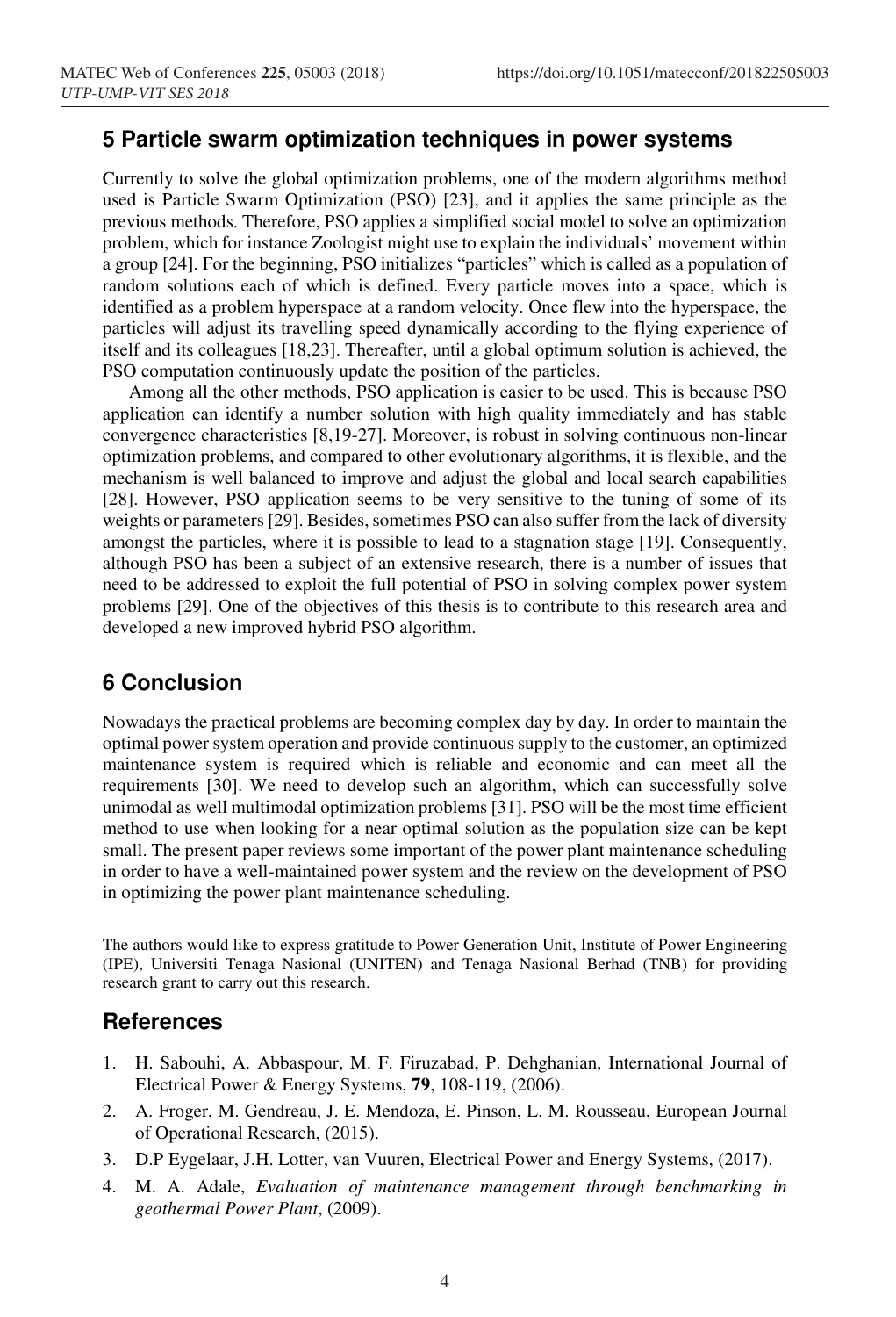## 5 Particle swarm optimization techniques in power systems

Currently to solve the global optimization problems, one of the modern algorithms method used is Particle Swarm Optimization (PSO) [23], and it applies the same principle as the previous methods. Therefore, PSO applies a simplified social model to solve an optimization problem, which for instance Zoologist might use to explain the individuals' movement within a group [24]. For the beginning, PSO initializes "particles" which is called as a population of random solutions each of which is defined. Every particle moves into a space, which is identified as a problem hyperspace at a random velocity. Once flew into the hyperspace, the particles will adjust its travelling speed dynamically according to the flying experience of itself and its colleagues [18,23]. Thereafter, until a global optimum solution is achieved, the PSO computation continuously update the position of the particles.

Among all the other methods, PSO application is easier to be used. This is because PSO application can identify a number solution with high quality immediately and has stable convergence characteristics [8,19-27]. Moreover, is robust in solving continuous non-linear optimization problems, and compared to other evolutionary algorithms, it is flexible, and the mechanism is well balanced to improve and adjust the global and local search capabilities [28]. However, PSO application seems to be very sensitive to the tuning of some of its weights or parameters [29]. Besides, sometimes PSO can also suffer from the lack of diversity amongst the particles, where it is possible to lead to a stagnation stage [19]. Consequently, although PSO has been a subject of an extensive research, there is a number of issues that need to be addressed to exploit the full potential of PSO in solving complex power system problems [29]. One of the objectives of this thesis is to contribute to this research area and developed a new improved hybrid PSO algorithm.

## 6 Conclusion

Nowadays the practical problems are becoming complex day by day. In order to maintain the optimal power system operation and provide continuous supply to the customer, an optimized maintenance system is required which is reliable and economic and can meet all the requirements [30]. We need to develop such an algorithm, which can successfully solve unimodal as well multimodal optimization problems [31]. PSO will be the most time efficient method to use when looking for a near optimal solution as the population size can be kept small. The present paper reviews some important of the power plant maintenance scheduling in order to have a well-maintained power system and the review on the development of PSO in optimizing the power plant maintenance scheduling.

The authors would like to express gratitude to Power Generation Unit, Institute of Power Engineering (IPE), Universiti Tenaga Nasional (UNITEN) and Tenaga Nasional Berhad (TNB) for providing research grant to carry out this research.

## References

1. H. Sabouhi, A. Abbaspour, M. F. Firuzabad, P. Dehghanian, International Journal of Electrical Power & Energy Systems, **79**, 108-119, (2006).
2. A. Froger, M. Gendreau, J. E. Mendoza, E. Pinson, L. M. Rousseau, European Journal of Operational Research, (2015).
3. D.P Eygelaar, J.H. Lotter, van Vuuren, Electrical Power and Energy Systems, (2017).
4. M. A. Adale, *Evaluation of maintenance management through benchmarking in geothermal Power Plant*, (2009).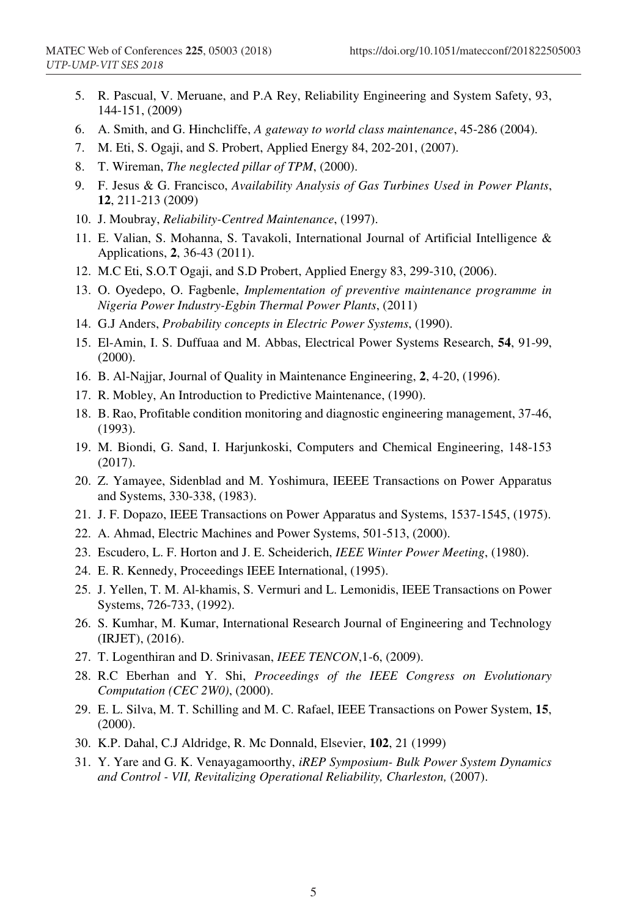5. R. Pascual, V. Meruane, and P.A Rey, Reliability Engineering and System Safety, 93, 144-151, (2009)
6. A. Smith, and G. Hinchcliffe, *A gateway to world class maintenance*, 45-286 (2004).
7. M. Eti, S. Ogaji, and S. Probert, Applied Energy 84, 202-201, (2007).
8. T. Wireman, *The neglected pillar of TPM*, (2000).
9. F. Jesus & G. Francisco, *Availability Analysis of Gas Turbines Used in Power Plants*, **12**, 211-213 (2009)
10. J. Moubray, *Reliability-Centred Maintenance*, (1997).
11. E. Valian, S. Mohanna, S. Tavakoli, International Journal of Artificial Intelligence & Applications, **2**, 36-43 (2011).
12. M.C Eti, S.O.T Ogaji, and S.D Probert, Applied Energy 83, 299-310, (2006).
13. O. Oyedepo, O. Fagbenle, *Implementation of preventive maintenance programme in Nigeria Power Industry-Egbin Thermal Power Plants*, (2011)
14. G.J Anders, *Probability concepts in Electric Power Systems*, (1990).
15. El-Amin, I. S. Duffuaa and M. Abbas, Electrical Power Systems Research, **54**, 91-99, (2000).
16. B. Al-Najjar, Journal of Quality in Maintenance Engineering, **2**, 4-20, (1996).
17. R. Mobley, An Introduction to Predictive Maintenance, (1990).
18. B. Rao, Profitable condition monitoring and diagnostic engineering management, 37-46, (1993).
19. M. Biondi, G. Sand, I. Harjunkoski, Computers and Chemical Engineering, 148-153 (2017).
20. Z. Yamayee, Sidenblad and M. Yoshimura, IEEEE Transactions on Power Apparatus and Systems, 330-338, (1983).
21. J. F. Dopazo, IEEE Transactions on Power Apparatus and Systems, 1537-1545, (1975).
22. A. Ahmad, Electric Machines and Power Systems, 501-513, (2000).
23. Escudero, L. F. Horton and J. E. Scheiderich, *IEEE Winter Power Meeting*, (1980).
24. E. R. Kennedy, Proceedings IEEE International, (1995).
25. J. Yellen, T. M. Al-khamis, S. Vermuri and L. Lemonidis, IEEE Transactions on Power Systems, 726-733, (1992).
26. S. Kumhar, M. Kumar, International Research Journal of Engineering and Technology (IRJET), (2016).
27. T. Logenthiran and D. Srinivasan, *IEEE TENCON*,1-6, (2009).
28. R.C Eberhan and Y. Shi, *Proceedings of the IEEE Congress on Evolutionary Computation (CEC 2W0)*, (2000).
29. E. L. Silva, M. T. Schilling and M. C. Rafael, IEEE Transactions on Power System, **15**, (2000).
30. K.P. Dahal, C.J Aldridge, R. Mc Donnald, Elsevier, **102**, 21 (1999)
31. Y. Yare and G. K. Venayagamoorthy, *iREP Symposium- Bulk Power System Dynamics and Control - VII, Revitalizing Operational Reliability, Charleston,* (2007).